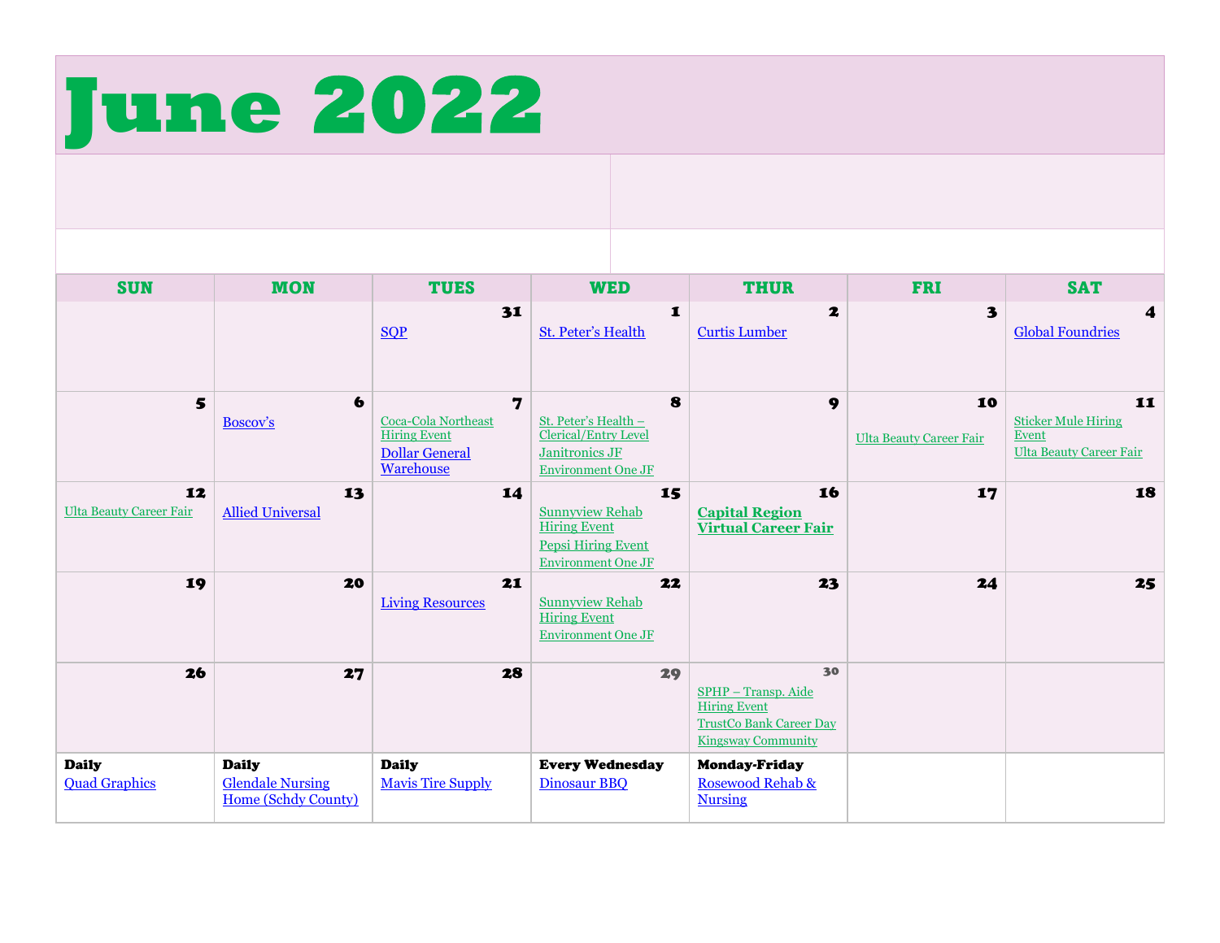# June 2022

| SUN | MON | TUES | WED | THUR | FRI | SAT |
|---|---|---|---|---|---|---|
| | | 31<br>SQP | 1<br>St. Peter's Health | 2<br>Curtis Lumber | 3 | 4<br>Global Foundries |
| 5 | 6<br>Boscov's | 7<br>Coca-Cola Northeast Hiring Event<br>Dollar General Warehouse | 8<br>St. Peter's Health – Clerical/Entry Level<br>Janitronics JF<br>Environment One JF | 9 | 10<br>Ulta Beauty Career Fair | 11<br>Sticker Mule Hiring Event<br>Ulta Beauty Career Fair |
| 12<br>Ulta Beauty Career Fair | 13<br>Allied Universal | 14 | 15<br>Sunnyview Rehab Hiring Event<br>Pepsi Hiring Event<br>Environment One JF | 16<br>**Capital Region Virtual Career Fair** | 17 | 18 |
| 19 | 20 | 21<br>Living Resources | 22<br>Sunnyview Rehab Hiring Event<br>Environment One JF | 23 | 24 | 25 |
| 26 | 27 | 28 | 29 | 30<br>SPHP – Transp. Aide Hiring Event<br>TrustCo Bank Career Day<br>Kingsway Community | | |
| **Daily**<br>Quad Graphics | **Daily**<br>Glendale Nursing Home (Schdy County) | **Daily**<br>Mavis Tire Supply | **Every Wednesday**<br>Dinosaur BBQ | **Monday-Friday**<br>Rosewood Rehab & Nursing | | |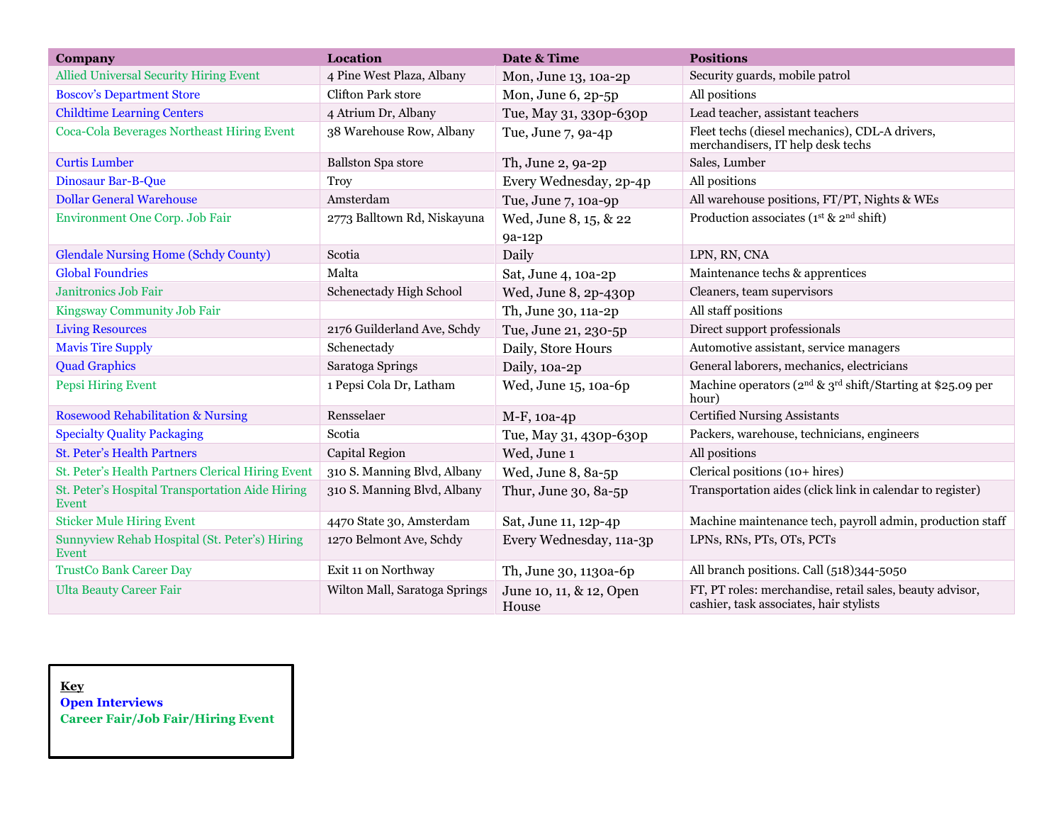| Company | Location | Date & Time | Positions |
| --- | --- | --- | --- |
| Allied Universal Security Hiring Event | 4 Pine West Plaza, Albany | Mon, June 13, 10a-2p | Security guards, mobile patrol |
| Boscov's Department Store | Clifton Park store | Mon, June 6, 2p-5p | All positions |
| Childtime Learning Centers | 4 Atrium Dr, Albany | Tue, May 31, 330p-630p | Lead teacher, assistant teachers |
| Coca-Cola Beverages Northeast Hiring Event | 38 Warehouse Row, Albany | Tue, June 7, 9a-4p | Fleet techs (diesel mechanics), CDL-A drivers, merchandisers, IT help desk techs |
| Curtis Lumber | Ballston Spa store | Th, June 2, 9a-2p | Sales, Lumber |
| Dinosaur Bar-B-Que | Troy | Every Wednesday, 2p-4p | All positions |
| Dollar General Warehouse | Amsterdam | Tue, June 7, 10a-9p | All warehouse positions, FT/PT, Nights & WEs |
| Environment One Corp. Job Fair | 2773 Balltown Rd, Niskayuna | Wed, June 8, 15, & 22 9a-12p | Production associates (1st & 2nd shift) |
| Glendale Nursing Home (Schdy County) | Scotia | Daily | LPN, RN, CNA |
| Global Foundries | Malta | Sat, June 4, 10a-2p | Maintenance techs & apprentices |
| Janitronics Job Fair | Schenectady High School | Wed, June 8, 2p-430p | Cleaners, team supervisors |
| Kingsway Community Job Fair | | Th, June 30, 11a-2p | All staff positions |
| Living Resources | 2176 Guilderland Ave, Schdy | Tue, June 21, 230-5p | Direct support professionals |
| Mavis Tire Supply | Schenectady | Daily, Store Hours | Automotive assistant, service managers |
| Quad Graphics | Saratoga Springs | Daily, 10a-2p | General laborers, mechanics, electricians |
| Pepsi Hiring Event | 1 Pepsi Cola Dr, Latham | Wed, June 15, 10a-6p | Machine operators (2nd & 3rd shift/Starting at $25.09 per hour) |
| Rosewood Rehabilitation & Nursing | Rensselaer | M-F, 10a-4p | Certified Nursing Assistants |
| Specialty Quality Packaging | Scotia | Tue, May 31, 430p-630p | Packers, warehouse, technicians, engineers |
| St. Peter's Health Partners | Capital Region | Wed, June 1 | All positions |
| St. Peter's Health Partners Clerical Hiring Event | 310 S. Manning Blvd, Albany | Wed, June 8, 8a-5p | Clerical positions (10+ hires) |
| St. Peter's Hospital Transportation Aide Hiring Event | 310 S. Manning Blvd, Albany | Thur, June 30, 8a-5p | Transportation aides (click link in calendar to register) |
| Sticker Mule Hiring Event | 4470 State 30, Amsterdam | Sat, June 11, 12p-4p | Machine maintenance tech, payroll admin, production staff |
| Sunnyview Rehab Hospital (St. Peter's) Hiring Event | 1270 Belmont Ave, Schdy | Every Wednesday, 11a-3p | LPNs, RNs, PTs, OTs, PCTs |
| TrustCo Bank Career Day | Exit 11 on Northway | Th, June 30, 1130a-6p | All branch positions. Call (518)344-5050 |
| Ulta Beauty Career Fair | Wilton Mall, Saratoga Springs | June 10, 11, & 12, Open House | FT, PT roles: merchandise, retail sales, beauty advisor, cashier, task associates, hair stylists |

**Key**
**Open Interviews**
**Career Fair/Job Fair/Hiring Event**